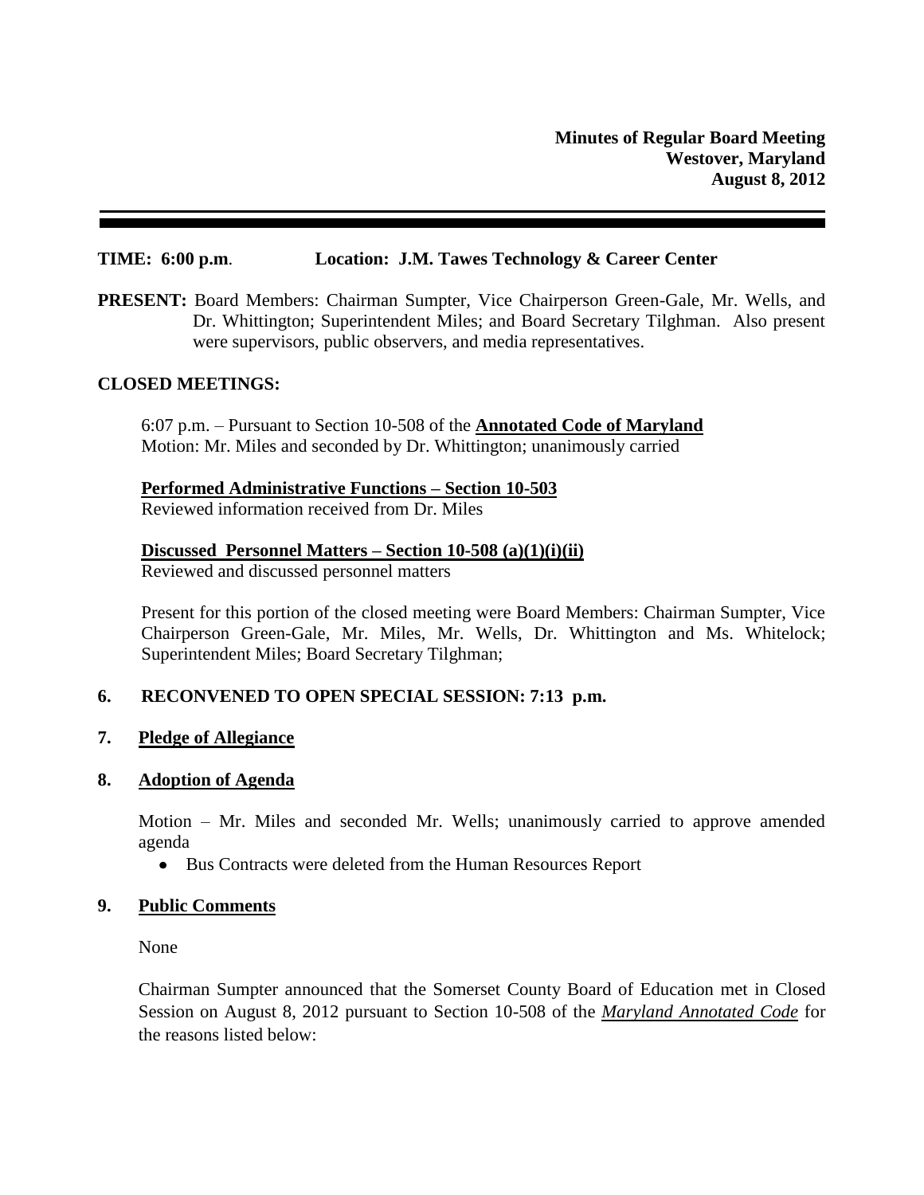**Minutes of Regular Board Meeting**
**Westover, Maryland**
**August 8, 2012**

---

**TIME: 6:00 p.m.** **Location: J.M. Tawes Technology & Career Center**

**PRESENT:** Board Members: Chairman Sumpter, Vice Chairperson Green-Gale, Mr. Wells, and Dr. Whittington; Superintendent Miles; and Board Secretary Tilghman. Also present were supervisors, public observers, and media representatives.

**CLOSED MEETINGS:**

6:07 p.m. – Pursuant to Section 10-508 of the **Annotated Code of Maryland**
Motion: Mr. Miles and seconded by Dr. Whittington; unanimously carried

**Performed Administrative Functions – Section 10-503**
Reviewed information received from Dr. Miles

**Discussed Personnel Matters – Section 10-508 (a)(1)(i)(ii)**
Reviewed and discussed personnel matters

Present for this portion of the closed meeting were Board Members: Chairman Sumpter, Vice Chairperson Green-Gale, Mr. Miles, Mr. Wells, Dr. Whittington and Ms. Whitelock; Superintendent Miles; Board Secretary Tilghman;

**6. RECONVENED TO OPEN SPECIAL SESSION: 7:13 p.m.**

**7. Pledge of Allegiance**

**8. Adoption of Agenda**

Motion – Mr. Miles and seconded Mr. Wells; unanimously carried to approve amended agenda

- Bus Contracts were deleted from the Human Resources Report

**9. Public Comments**

None

Chairman Sumpter announced that the Somerset County Board of Education met in Closed Session on August 8, 2012 pursuant to Section 10-508 of the ***Maryland Annotated Code*** for the reasons listed below: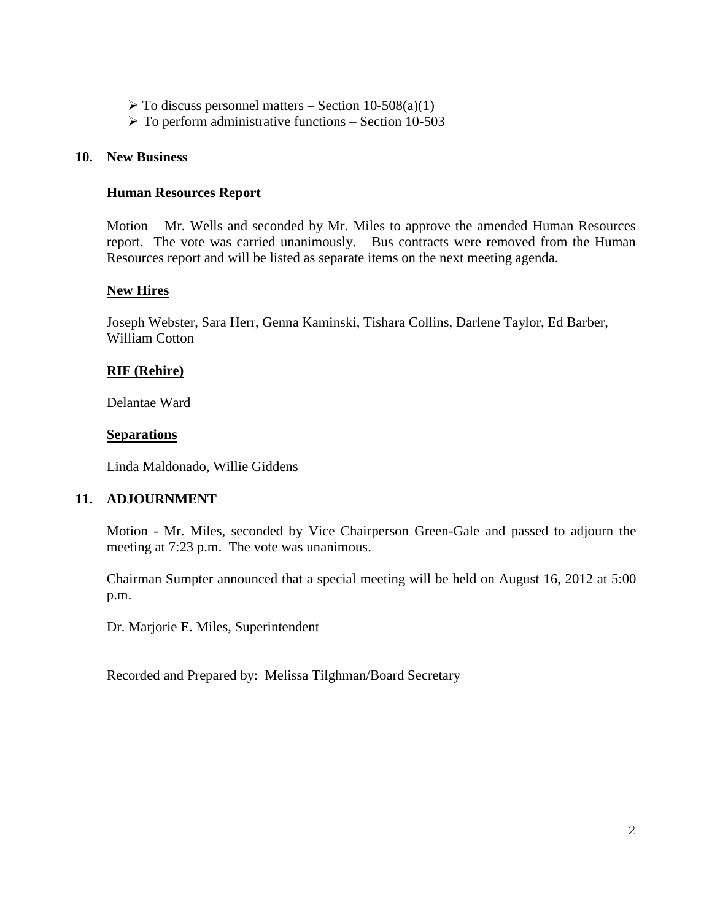- To discuss personnel matters – Section 10-508(a)(1)
- To perform administrative functions – Section 10-503

**10. New Business**

**Human Resources Report**

Motion – Mr. Wells and seconded by Mr. Miles to approve the amended Human Resources report. The vote was carried unanimously. Bus contracts were removed from the Human Resources report and will be listed as separate items on the next meeting agenda.

**New Hires**

Joseph Webster, Sara Herr, Genna Kaminski, Tishara Collins, Darlene Taylor, Ed Barber, William Cotton

**RIF (Rehire)**

Delantae Ward

**Separations**

Linda Maldonado, Willie Giddens

**11. ADJOURNMENT**

Motion - Mr. Miles, seconded by Vice Chairperson Green-Gale and passed to adjourn the meeting at 7:23 p.m. The vote was unanimous.

Chairman Sumpter announced that a special meeting will be held on August 16, 2012 at 5:00 p.m.

Dr. Marjorie E. Miles, Superintendent

Recorded and Prepared by: Melissa Tilghman/Board Secretary